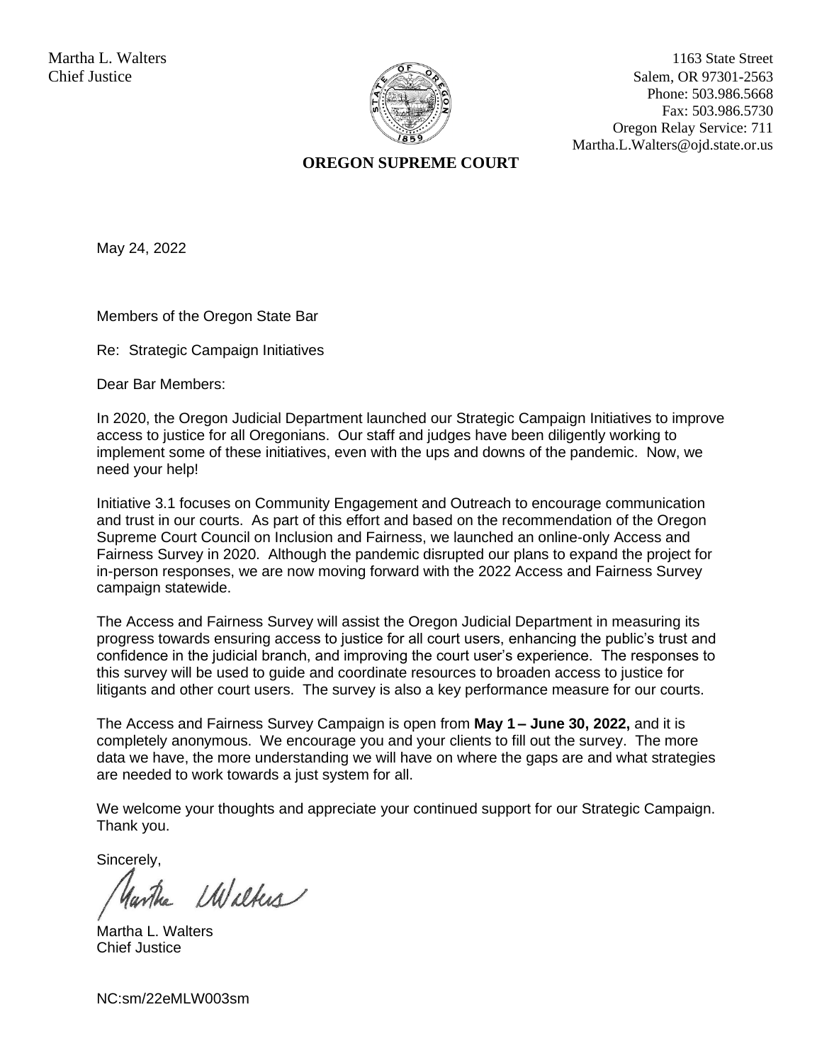Martha L. Walters
Chief Justice

1163 State Street
Salem, OR 97301-2563
Phone: 503.986.5668
Fax: 503.986.5730
Oregon Relay Service: 711
Martha.L.Walters@ojd.state.or.us

**OREGON SUPREME COURT**

May 24, 2022

Members of the Oregon State Bar

Re: Strategic Campaign Initiatives

Dear Bar Members:

In 2020, the Oregon Judicial Department launched our Strategic Campaign Initiatives to improve access to justice for all Oregonians. Our staff and judges have been diligently working to implement some of these initiatives, even with the ups and downs of the pandemic. Now, we need your help!

Initiative 3.1 focuses on Community Engagement and Outreach to encourage communication and trust in our courts. As part of this effort and based on the recommendation of the Oregon Supreme Court Council on Inclusion and Fairness, we launched an online-only Access and Fairness Survey in 2020. Although the pandemic disrupted our plans to expand the project for in-person responses, we are now moving forward with the 2022 Access and Fairness Survey campaign statewide.

The Access and Fairness Survey will assist the Oregon Judicial Department in measuring its progress towards ensuring access to justice for all court users, enhancing the public's trust and confidence in the judicial branch, and improving the court user's experience. The responses to this survey will be used to guide and coordinate resources to broaden access to justice for litigants and other court users. The survey is also a key performance measure for our courts.

The Access and Fairness Survey Campaign is open from **May 1 – June 30, 2022,** and it is completely anonymous. We encourage you and your clients to fill out the survey. The more data we have, the more understanding we will have on where the gaps are and what strategies are needed to work towards a just system for all.

We welcome your thoughts and appreciate your continued support for our Strategic Campaign. Thank you.

Sincerely,

Martha L. Walters
Chief Justice

NC:sm/22eMLW003sm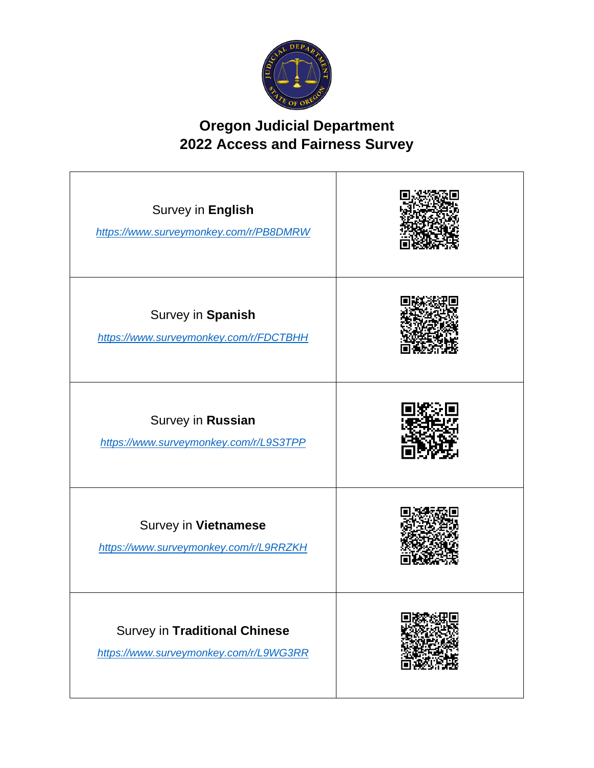# Oregon Judicial Department
# 2022 Access and Fairness Survey

| | |
|---|---|
| Survey in **English** https://www.surveymonkey.com/r/PB8DMRW | |
| Survey in **Spanish** https://www.surveymonkey.com/r/FDCTBHH | |
| Survey in **Russian** https://www.surveymonkey.com/r/L9S3TPP | |
| Survey in **Vietnamese** https://www.surveymonkey.com/r/L9RRZKH | |
| Survey in **Traditional Chinese** https://www.surveymonkey.com/r/L9WG3RR | |